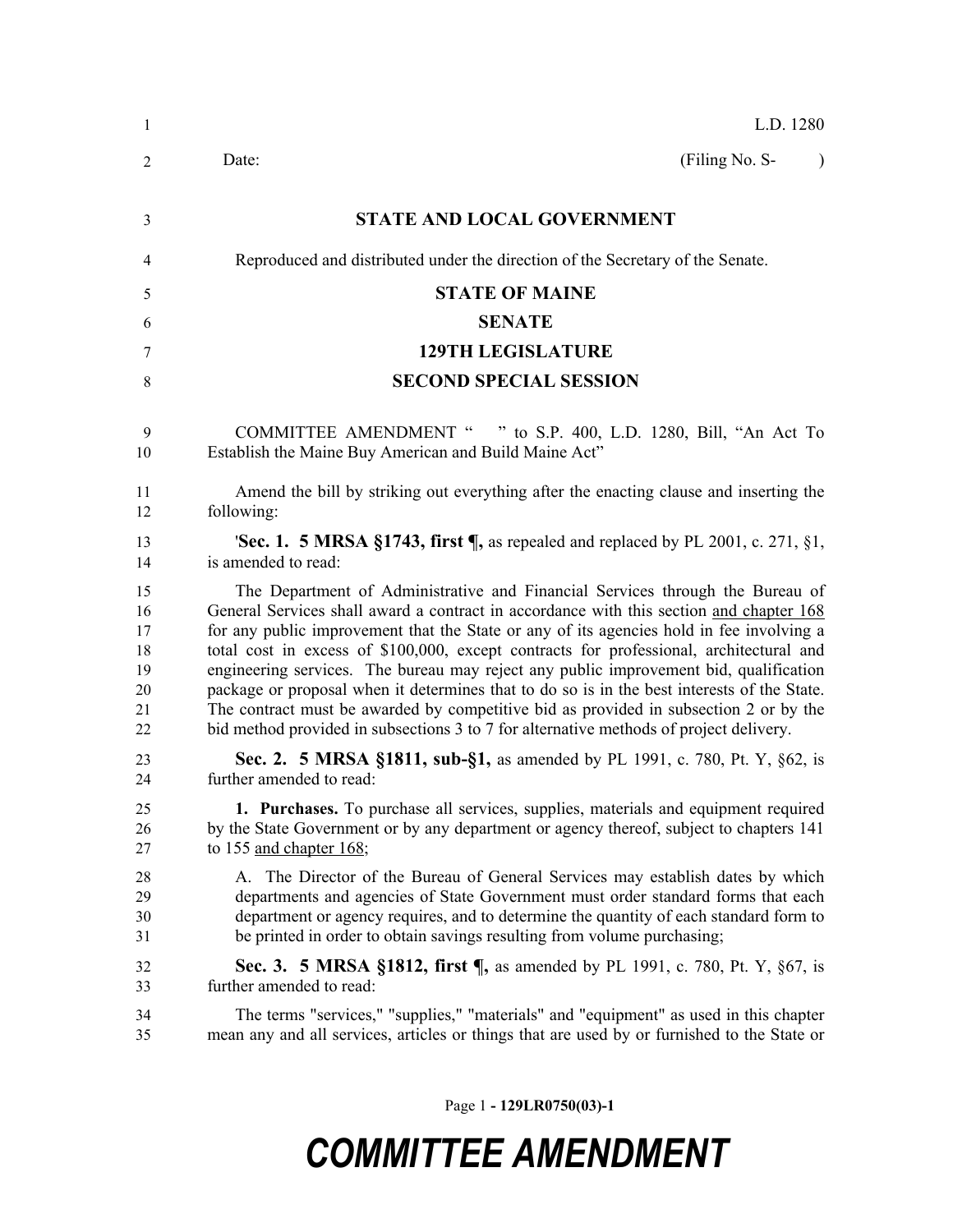L.D. 1280

Date: (Filing No. S- )

**STATE AND LOCAL GOVERNMENT**

Reproduced and distributed under the direction of the Secretary of the Senate.

**STATE OF MAINE**

**SENATE**

**129TH LEGISLATURE**

**SECOND SPECIAL SESSION**

COMMITTEE AMENDMENT " " to S.P. 400, L.D. 1280, Bill, "An Act To Establish the Maine Buy American and Build Maine Act"

Amend the bill by striking out everything after the enacting clause and inserting the following:

'**Sec. 1. 5 MRSA §1743, first ¶,** as repealed and replaced by PL 2001, c. 271, §1, is amended to read:

The Department of Administrative and Financial Services through the Bureau of General Services shall award a contract in accordance with this section and chapter 168 for any public improvement that the State or any of its agencies hold in fee involving a total cost in excess of $100,000, except contracts for professional, architectural and engineering services. The bureau may reject any public improvement bid, qualification package or proposal when it determines that to do so is in the best interests of the State. The contract must be awarded by competitive bid as provided in subsection 2 or by the bid method provided in subsections 3 to 7 for alternative methods of project delivery.

**Sec. 2. 5 MRSA §1811, sub-§1,** as amended by PL 1991, c. 780, Pt. Y, §62, is further amended to read:

**1. Purchases.** To purchase all services, supplies, materials and equipment required by the State Government or by any department or agency thereof, subject to chapters 141 to 155 and chapter 168;

A. The Director of the Bureau of General Services may establish dates by which departments and agencies of State Government must order standard forms that each department or agency requires, and to determine the quantity of each standard form to be printed in order to obtain savings resulting from volume purchasing;

**Sec. 3. 5 MRSA §1812, first ¶,** as amended by PL 1991, c. 780, Pt. Y, §67, is further amended to read:

The terms "services," "supplies," "materials" and "equipment" as used in this chapter mean any and all services, articles or things that are used by or furnished to the State or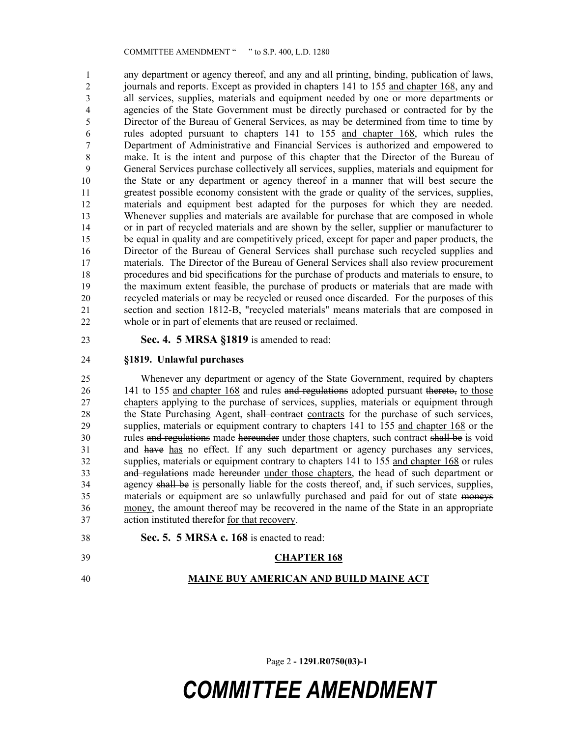any department or agency thereof, and any and all printing, binding, publication of laws, journals and reports. Except as provided in chapters 141 to 155 and chapter 168, any and all services, supplies, materials and equipment needed by one or more departments or agencies of the State Government must be directly purchased or contracted for by the Director of the Bureau of General Services, as may be determined from time to time by rules adopted pursuant to chapters 141 to 155 and chapter 168, which rules the Department of Administrative and Financial Services is authorized and empowered to make. It is the intent and purpose of this chapter that the Director of the Bureau of General Services purchase collectively all services, supplies, materials and equipment for the State or any department or agency thereof in a manner that will best secure the greatest possible economy consistent with the grade or quality of the services, supplies, materials and equipment best adapted for the purposes for which they are needed. Whenever supplies and materials are available for purchase that are composed in whole or in part of recycled materials and are shown by the seller, supplier or manufacturer to be equal in quality and are competitively priced, except for paper and paper products, the Director of the Bureau of General Services shall purchase such recycled supplies and materials. The Director of the Bureau of General Services shall also review procurement procedures and bid specifications for the purchase of products and materials to ensure, to the maximum extent feasible, the purchase of products or materials that are made with recycled materials or may be recycled or reused once discarded. For the purposes of this section and section 1812-B, "recycled materials" means materials that are composed in whole or in part of elements that are reused or reclaimed.

**Sec. 4. 5 MRSA §1819** is amended to read:

**§1819. Unlawful purchases**

Whenever any department or agency of the State Government, required by chapters 141 to 155 and chapter 168 and rules ~~and regulations~~ adopted pursuant ~~thereto,~~ to those chapters applying to the purchase of services, supplies, materials or equipment through the State Purchasing Agent, ~~shall contract~~ contracts for the purchase of such services, supplies, materials or equipment contrary to chapters 141 to 155 and chapter 168 or the rules ~~and regulations~~ made ~~hereunder~~ under those chapters, such contract ~~shall be~~ is void and ~~have~~ has no effect. If any such department or agency purchases any services, supplies, materials or equipment contrary to chapters 141 to 155 and chapter 168 or rules ~~and regulations~~ made ~~hereunder~~ under those chapters, the head of such department or agency ~~shall be~~ is personally liable for the costs thereof, and, if such services, supplies, materials or equipment are so unlawfully purchased and paid for out of state ~~moneys~~ money, the amount thereof may be recovered in the name of the State in an appropriate action instituted ~~therefor~~ for that recovery.

**Sec. 5. 5 MRSA c. 168** is enacted to read:

**CHAPTER 168**

**MAINE BUY AMERICAN AND BUILD MAINE ACT**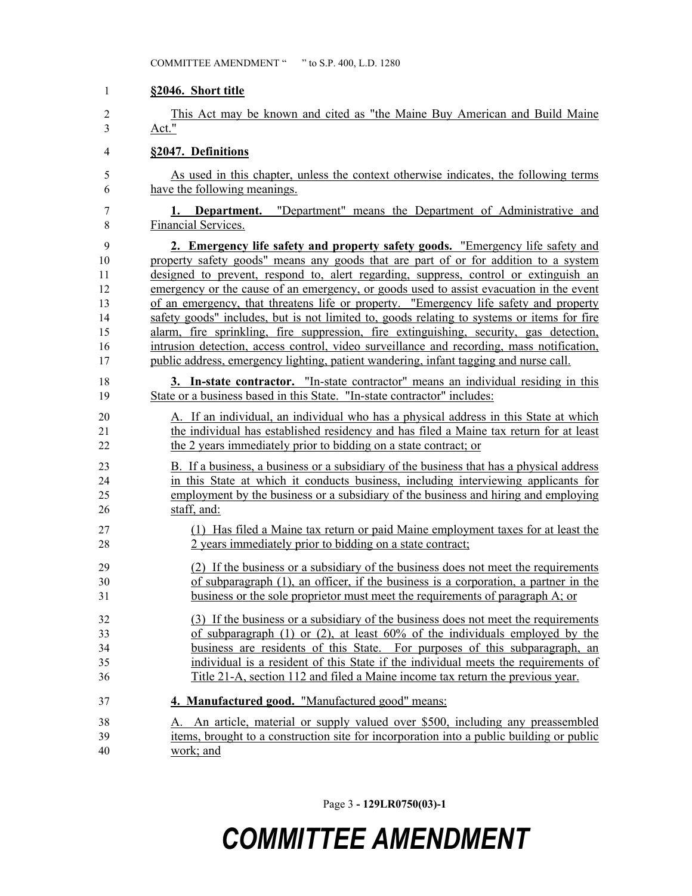**§2046. Short title**

This Act may be known and cited as "the Maine Buy American and Build Maine Act."

**§2047. Definitions**

As used in this chapter, unless the context otherwise indicates, the following terms have the following meanings.

**1. Department.** "Department" means the Department of Administrative and Financial Services.

**2. Emergency life safety and property safety goods.** "Emergency life safety and property safety goods" means any goods that are part of or for addition to a system designed to prevent, respond to, alert regarding, suppress, control or extinguish an emergency or the cause of an emergency, or goods used to assist evacuation in the event of an emergency, that threatens life or property. "Emergency life safety and property safety goods" includes, but is not limited to, goods relating to systems or items for fire alarm, fire sprinkling, fire suppression, fire extinguishing, security, gas detection, intrusion detection, access control, video surveillance and recording, mass notification, public address, emergency lighting, patient wandering, infant tagging and nurse call.

**3. In-state contractor.** "In-state contractor" means an individual residing in this State or a business based in this State. "In-state contractor" includes:

A. If an individual, an individual who has a physical address in this State at which the individual has established residency and has filed a Maine tax return for at least the 2 years immediately prior to bidding on a state contract; or

B. If a business, a business or a subsidiary of the business that has a physical address in this State at which it conducts business, including interviewing applicants for employment by the business or a subsidiary of the business and hiring and employing staff, and:

(1) Has filed a Maine tax return or paid Maine employment taxes for at least the 2 years immediately prior to bidding on a state contract;

(2) If the business or a subsidiary of the business does not meet the requirements of subparagraph (1), an officer, if the business is a corporation, a partner in the business or the sole proprietor must meet the requirements of paragraph A; or

(3) If the business or a subsidiary of the business does not meet the requirements of subparagraph (1) or (2), at least 60% of the individuals employed by the business are residents of this State. For purposes of this subparagraph, an individual is a resident of this State if the individual meets the requirements of Title 21-A, section 112 and filed a Maine income tax return the previous year.

**4. Manufactured good.** "Manufactured good" means:

A. An article, material or supply valued over $500, including any preassembled items, brought to a construction site for incorporation into a public building or public work; and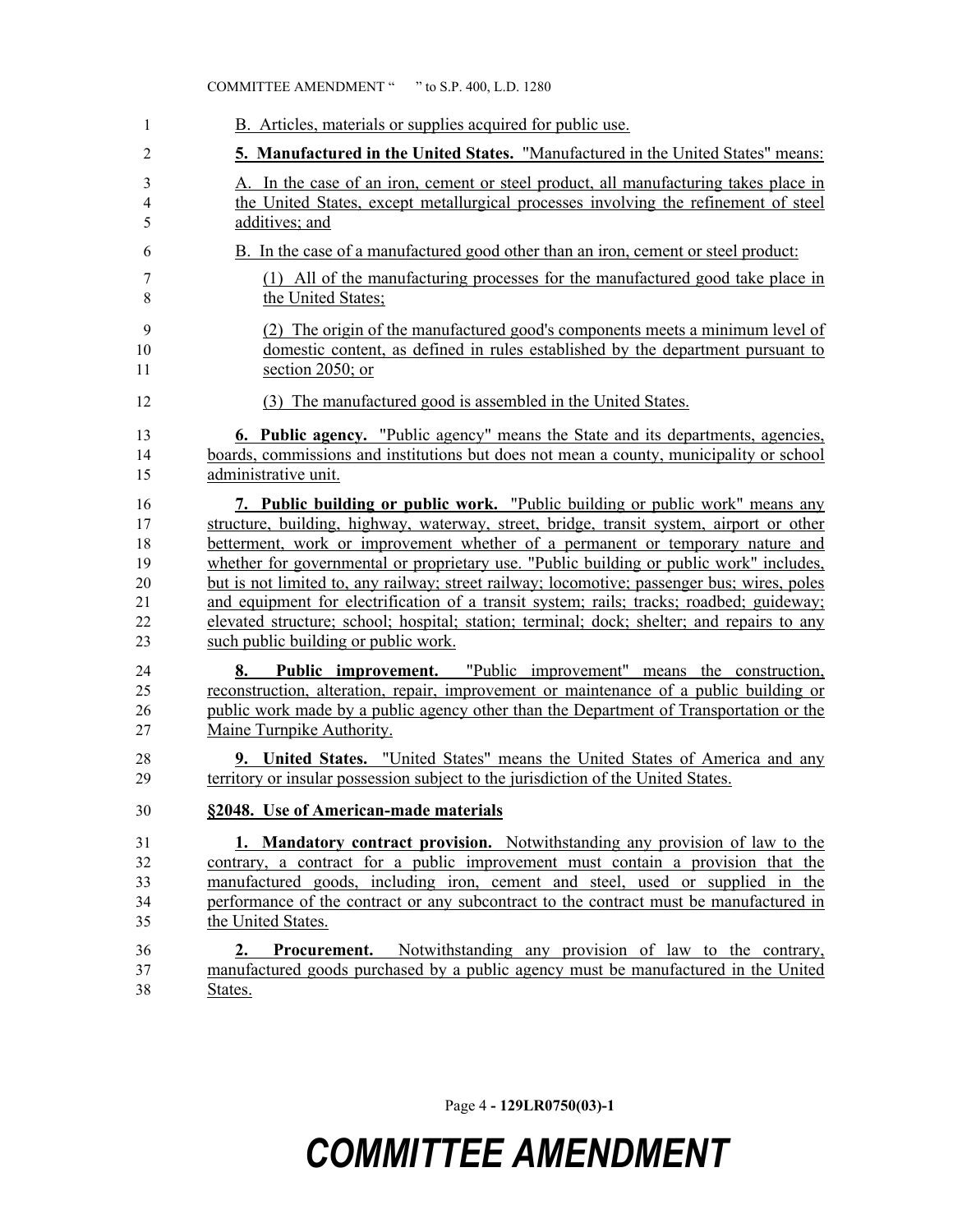B. Articles, materials or supplies acquired for public use.

**5. Manufactured in the United States.** "Manufactured in the United States" means:

A. In the case of an iron, cement or steel product, all manufacturing takes place in the United States, except metallurgical processes involving the refinement of steel additives; and

B. In the case of a manufactured good other than an iron, cement or steel product:

(1) All of the manufacturing processes for the manufactured good take place in the United States;

(2) The origin of the manufactured good's components meets a minimum level of domestic content, as defined in rules established by the department pursuant to section 2050; or

(3) The manufactured good is assembled in the United States.

**6. Public agency.** "Public agency" means the State and its departments, agencies, boards, commissions and institutions but does not mean a county, municipality or school administrative unit.

**7. Public building or public work.** "Public building or public work" means any structure, building, highway, waterway, street, bridge, transit system, airport or other betterment, work or improvement whether of a permanent or temporary nature and whether for governmental or proprietary use. "Public building or public work" includes, but is not limited to, any railway; street railway; locomotive; passenger bus; wires, poles and equipment for electrification of a transit system; rails; tracks; roadbed; guideway; elevated structure; school; hospital; station; terminal; dock; shelter; and repairs to any such public building or public work.

**8. Public improvement.** "Public improvement" means the construction, reconstruction, alteration, repair, improvement or maintenance of a public building or public work made by a public agency other than the Department of Transportation or the Maine Turnpike Authority.

**9. United States.** "United States" means the United States of America and any territory or insular possession subject to the jurisdiction of the United States.

**§2048. Use of American-made materials**

**1. Mandatory contract provision.** Notwithstanding any provision of law to the contrary, a contract for a public improvement must contain a provision that the manufactured goods, including iron, cement and steel, used or supplied in the performance of the contract or any subcontract to the contract must be manufactured in the United States.

**2. Procurement.** Notwithstanding any provision of law to the contrary, manufactured goods purchased by a public agency must be manufactured in the United States.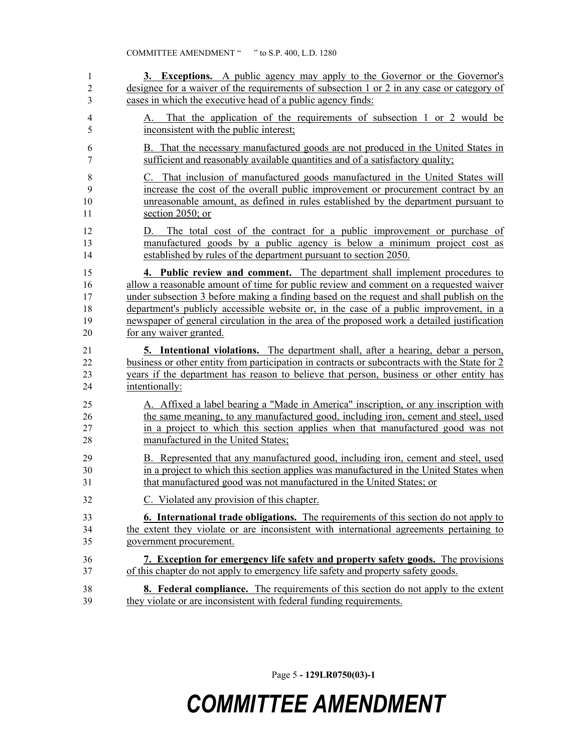**3. Exceptions.** A public agency may apply to the Governor or the Governor's designee for a waiver of the requirements of subsection 1 or 2 in any case or category of cases in which the executive head of a public agency finds:

A. That the application of the requirements of subsection 1 or 2 would be inconsistent with the public interest;

B. That the necessary manufactured goods are not produced in the United States in sufficient and reasonably available quantities and of a satisfactory quality;

C. That inclusion of manufactured goods manufactured in the United States will increase the cost of the overall public improvement or procurement contract by an unreasonable amount, as defined in rules established by the department pursuant to section 2050; or

D. The total cost of the contract for a public improvement or purchase of manufactured goods by a public agency is below a minimum project cost as established by rules of the department pursuant to section 2050.

**4. Public review and comment.** The department shall implement procedures to allow a reasonable amount of time for public review and comment on a requested waiver under subsection 3 before making a finding based on the request and shall publish on the department's publicly accessible website or, in the case of a public improvement, in a newspaper of general circulation in the area of the proposed work a detailed justification for any waiver granted.

**5. Intentional violations.** The department shall, after a hearing, debar a person, business or other entity from participation in contracts or subcontracts with the State for 2 years if the department has reason to believe that person, business or other entity has intentionally:

A. Affixed a label bearing a "Made in America" inscription, or any inscription with the same meaning, to any manufactured good, including iron, cement and steel, used in a project to which this section applies when that manufactured good was not manufactured in the United States;

B. Represented that any manufactured good, including iron, cement and steel, used in a project to which this section applies was manufactured in the United States when that manufactured good was not manufactured in the United States; or

C. Violated any provision of this chapter.

**6. International trade obligations.** The requirements of this section do not apply to the extent they violate or are inconsistent with international agreements pertaining to government procurement.

**7. Exception for emergency life safety and property safety goods.** The provisions of this chapter do not apply to emergency life safety and property safety goods.

**8. Federal compliance.** The requirements of this section do not apply to the extent they violate or are inconsistent with federal funding requirements.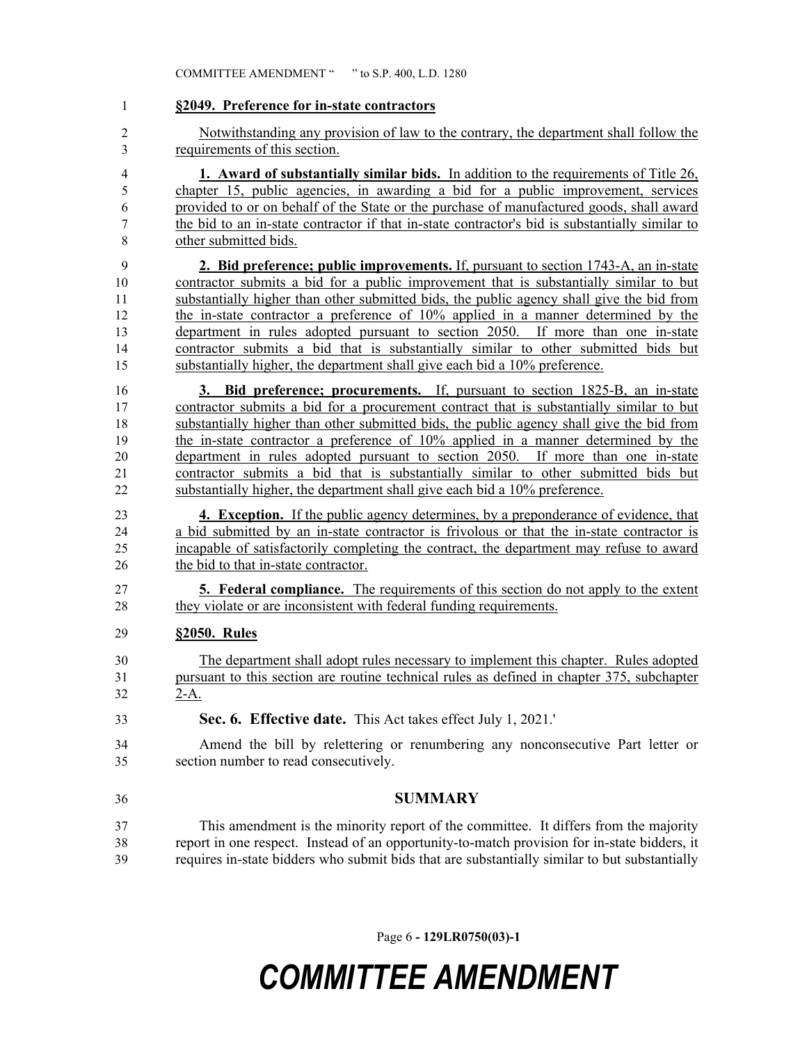**§2049. Preference for in-state contractors**

Notwithstanding any provision of law to the contrary, the department shall follow the requirements of this section.

**1. Award of substantially similar bids.** In addition to the requirements of Title 26, chapter 15, public agencies, in awarding a bid for a public improvement, services provided to or on behalf of the State or the purchase of manufactured goods, shall award the bid to an in-state contractor if that in-state contractor's bid is substantially similar to other submitted bids.

**2. Bid preference; public improvements.** If, pursuant to section 1743-A, an in-state contractor submits a bid for a public improvement that is substantially similar to but substantially higher than other submitted bids, the public agency shall give the bid from the in-state contractor a preference of 10% applied in a manner determined by the department in rules adopted pursuant to section 2050. If more than one in-state contractor submits a bid that is substantially similar to other submitted bids but substantially higher, the department shall give each bid a 10% preference.

**3. Bid preference; procurements.** If, pursuant to section 1825-B, an in-state contractor submits a bid for a procurement contract that is substantially similar to but substantially higher than other submitted bids, the public agency shall give the bid from the in-state contractor a preference of 10% applied in a manner determined by the department in rules adopted pursuant to section 2050. If more than one in-state contractor submits a bid that is substantially similar to other submitted bids but substantially higher, the department shall give each bid a 10% preference.

**4. Exception.** If the public agency determines, by a preponderance of evidence, that a bid submitted by an in-state contractor is frivolous or that the in-state contractor is incapable of satisfactorily completing the contract, the department may refuse to award the bid to that in-state contractor.

**5. Federal compliance.** The requirements of this section do not apply to the extent they violate or are inconsistent with federal funding requirements.

**§2050. Rules**

The department shall adopt rules necessary to implement this chapter. Rules adopted pursuant to this section are routine technical rules as defined in chapter 375, subchapter 2-A.

**Sec. 6. Effective date.** This Act takes effect July 1, 2021.'

Amend the bill by relettering or renumbering any nonconsecutive Part letter or section number to read consecutively.

## SUMMARY

This amendment is the minority report of the committee. It differs from the majority report in one respect. Instead of an opportunity-to-match provision for in-state bidders, it requires in-state bidders who submit bids that are substantially similar to but substantially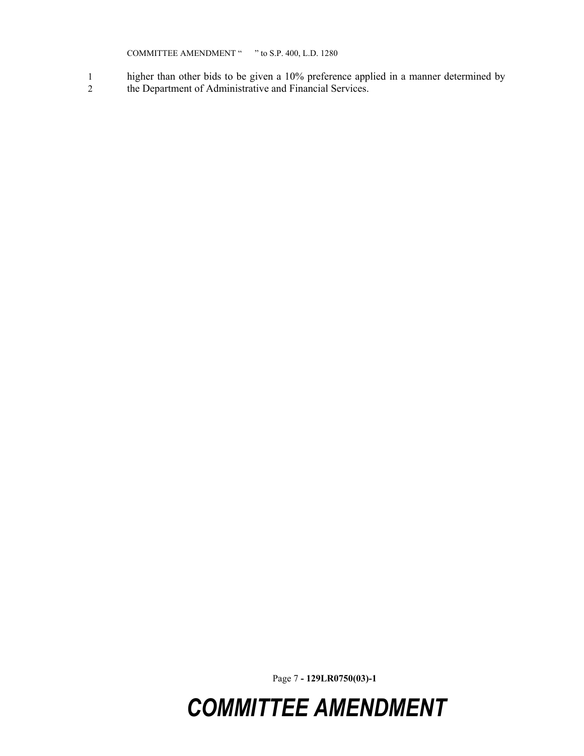higher than other bids to be given a 10% preference applied in a manner determined by the Department of Administrative and Financial Services.